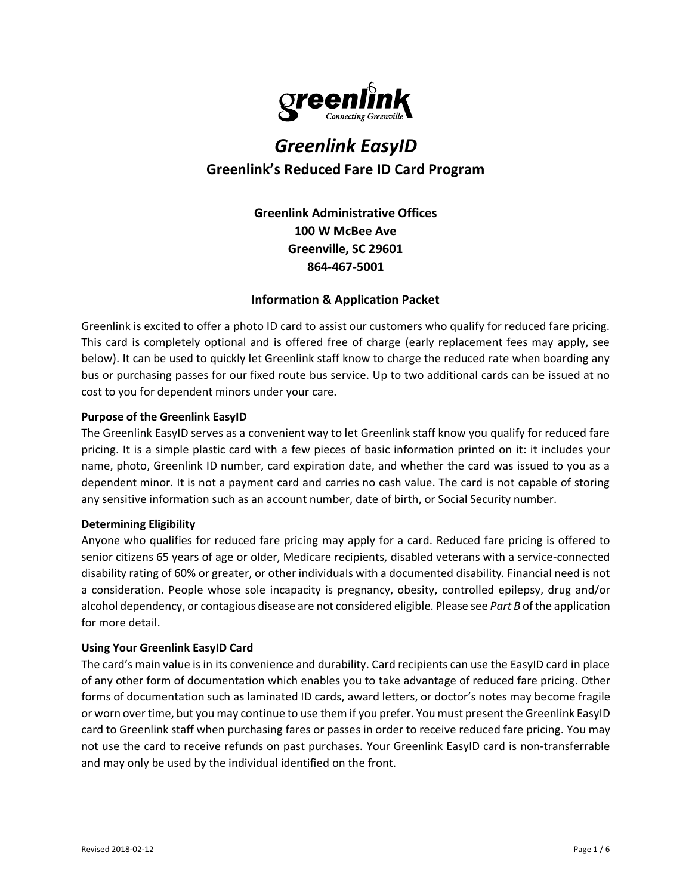# *Greenlink EasyID*

## Greenlink's Reduced Fare ID Card Program

**Greenlink Administrative Offices**
**100 W McBee Ave**
**Greenville, SC 29601**
**864-467-5001**

### Information & Application Packet

Greenlink is excited to offer a photo ID card to assist our customers who qualify for reduced fare pricing. This card is completely optional and is offered free of charge (early replacement fees may apply, see below). It can be used to quickly let Greenlink staff know to charge the reduced rate when boarding any bus or purchasing passes for our fixed route bus service. Up to two additional cards can be issued at no cost to you for dependent minors under your care.

**Purpose of the Greenlink EasyID**

The Greenlink EasyID serves as a convenient way to let Greenlink staff know you qualify for reduced fare pricing. It is a simple plastic card with a few pieces of basic information printed on it: it includes your name, photo, Greenlink ID number, card expiration date, and whether the card was issued to you as a dependent minor. It is not a payment card and carries no cash value. The card is not capable of storing any sensitive information such as an account number, date of birth, or Social Security number.

**Determining Eligibility**

Anyone who qualifies for reduced fare pricing may apply for a card. Reduced fare pricing is offered to senior citizens 65 years of age or older, Medicare recipients, disabled veterans with a service-connected disability rating of 60% or greater, or other individuals with a documented disability. Financial need is not a consideration. People whose sole incapacity is pregnancy, obesity, controlled epilepsy, drug and/or alcohol dependency, or contagious disease are not considered eligible. Please see *Part B* of the application for more detail.

**Using Your Greenlink EasyID Card**

The card's main value is in its convenience and durability. Card recipients can use the EasyID card in place of any other form of documentation which enables you to take advantage of reduced fare pricing. Other forms of documentation such as laminated ID cards, award letters, or doctor's notes may become fragile or worn over time, but you may continue to use them if you prefer. You must present the Greenlink EasyID card to Greenlink staff when purchasing fares or passes in order to receive reduced fare pricing. You may not use the card to receive refunds on past purchases. Your Greenlink EasyID card is non-transferrable and may only be used by the individual identified on the front.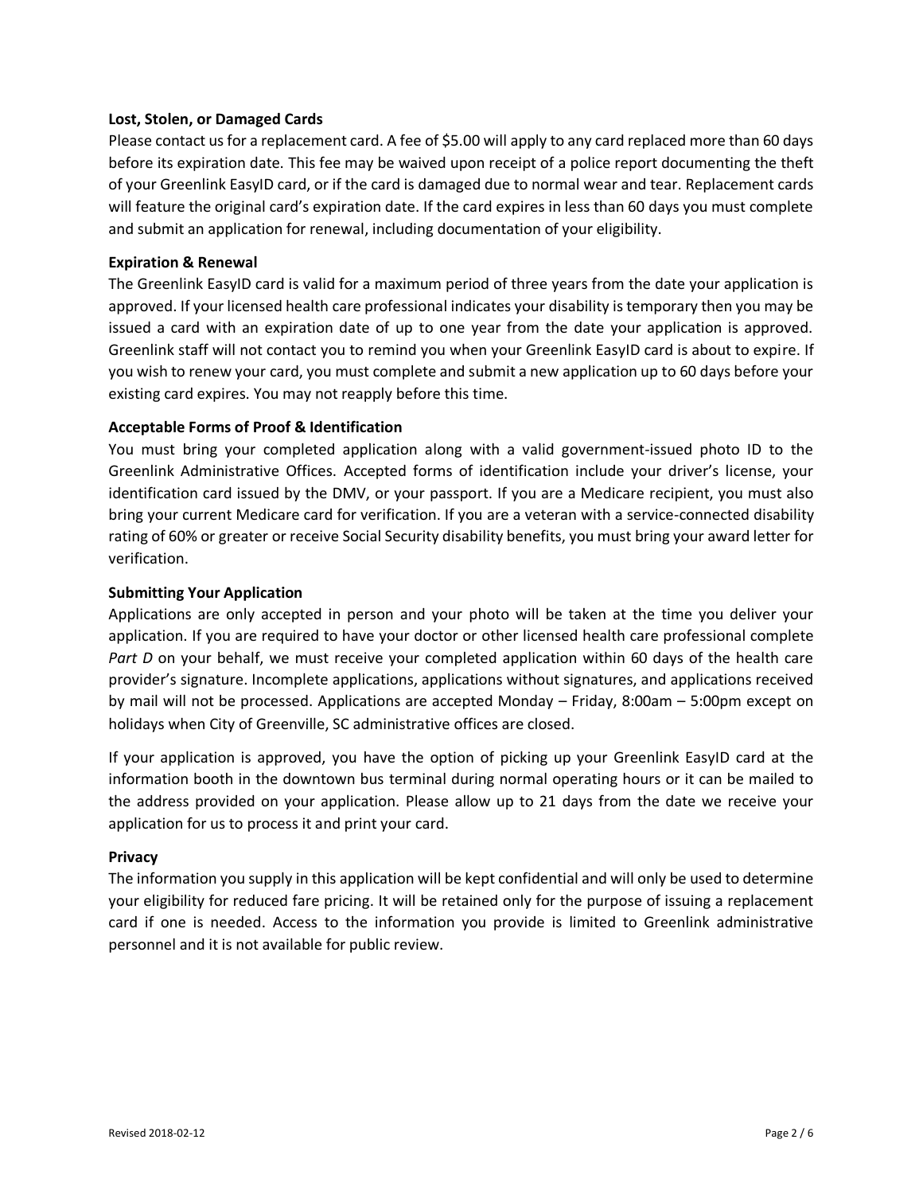**Lost, Stolen, or Damaged Cards**

Please contact us for a replacement card. A fee of $5.00 will apply to any card replaced more than 60 days before its expiration date. This fee may be waived upon receipt of a police report documenting the theft of your Greenlink EasyID card, or if the card is damaged due to normal wear and tear. Replacement cards will feature the original card's expiration date. If the card expires in less than 60 days you must complete and submit an application for renewal, including documentation of your eligibility.

**Expiration & Renewal**

The Greenlink EasyID card is valid for a maximum period of three years from the date your application is approved. If your licensed health care professional indicates your disability is temporary then you may be issued a card with an expiration date of up to one year from the date your application is approved. Greenlink staff will not contact you to remind you when your Greenlink EasyID card is about to expire. If you wish to renew your card, you must complete and submit a new application up to 60 days before your existing card expires. You may not reapply before this time.

**Acceptable Forms of Proof & Identification**

You must bring your completed application along with a valid government-issued photo ID to the Greenlink Administrative Offices. Accepted forms of identification include your driver's license, your identification card issued by the DMV, or your passport. If you are a Medicare recipient, you must also bring your current Medicare card for verification. If you are a veteran with a service-connected disability rating of 60% or greater or receive Social Security disability benefits, you must bring your award letter for verification.

**Submitting Your Application**

Applications are only accepted in person and your photo will be taken at the time you deliver your application. If you are required to have your doctor or other licensed health care professional complete *Part D* on your behalf, we must receive your completed application within 60 days of the health care provider's signature. Incomplete applications, applications without signatures, and applications received by mail will not be processed. Applications are accepted Monday – Friday, 8:00am – 5:00pm except on holidays when City of Greenville, SC administrative offices are closed.

If your application is approved, you have the option of picking up your Greenlink EasyID card at the information booth in the downtown bus terminal during normal operating hours or it can be mailed to the address provided on your application. Please allow up to 21 days from the date we receive your application for us to process it and print your card.

**Privacy**

The information you supply in this application will be kept confidential and will only be used to determine your eligibility for reduced fare pricing. It will be retained only for the purpose of issuing a replacement card if one is needed. Access to the information you provide is limited to Greenlink administrative personnel and it is not available for public review.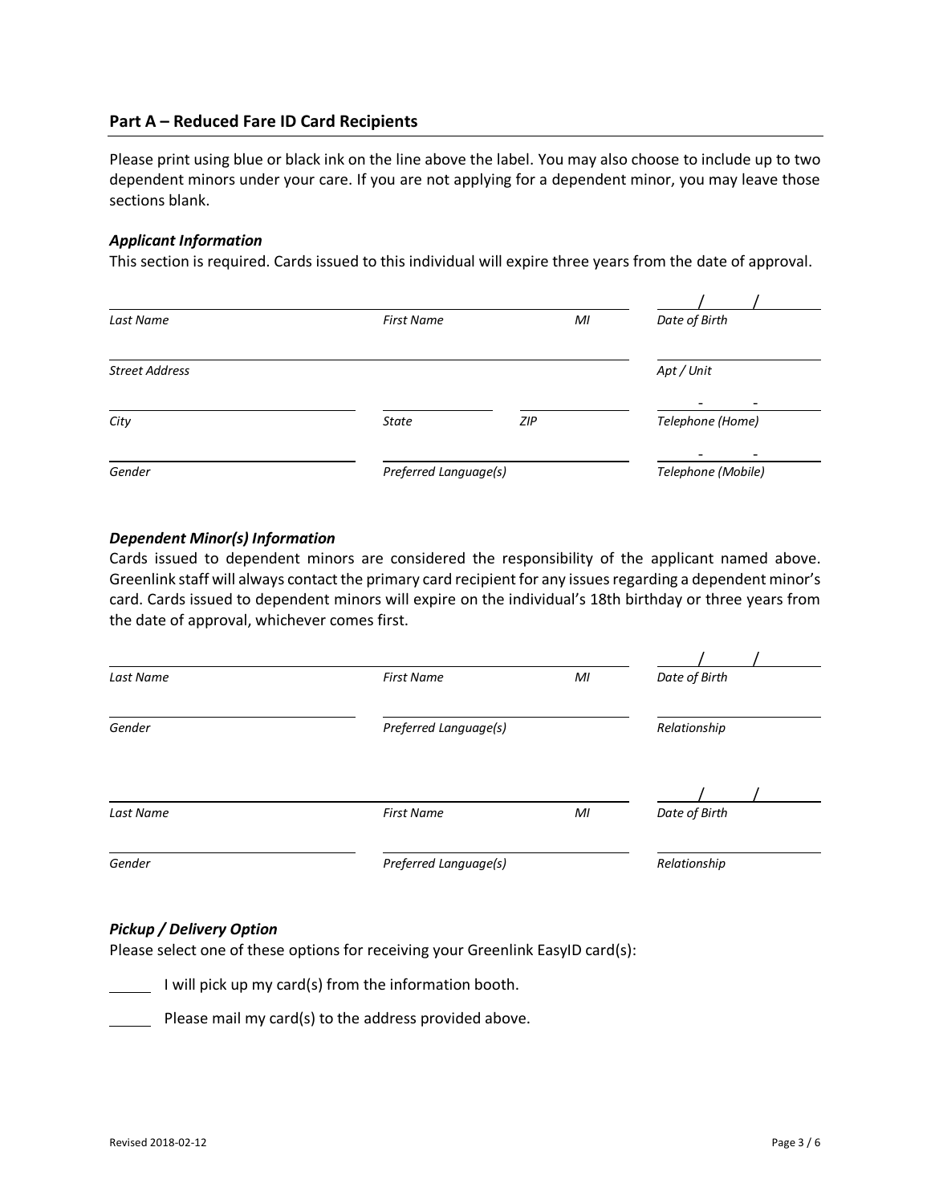## Part A – Reduced Fare ID Card Recipients

Please print using blue or black ink on the line above the label. You may also choose to include up to two dependent minors under your care. If you are not applying for a dependent minor, you may leave those sections blank.

### *Applicant Information*

This section is required. Cards issued to this individual will expire three years from the date of approval.

| | | | / / |
|---|---|---|---|
| *Last Name* | *First Name* | *MI* | *Date of Birth* |
| | | | |
| *Street Address* | | | *Apt / Unit* |
| | | | - - |
| *City* | *State* | *ZIP* | *Telephone (Home)* |
| | | | - - |
| *Gender* | *Preferred Language(s)* | | *Telephone (Mobile)* |

### *Dependent Minor(s) Information*

Cards issued to dependent minors are considered the responsibility of the applicant named above. Greenlink staff will always contact the primary card recipient for any issues regarding a dependent minor's card. Cards issued to dependent minors will expire on the individual's 18th birthday or three years from the date of approval, whichever comes first.

| | | | / / |
|---|---|---|---|
| *Last Name* | *First Name* | *MI* | *Date of Birth* |
| | | | |
| *Gender* | *Preferred Language(s)* | | *Relationship* |

| | | | / / |
|---|---|---|---|
| *Last Name* | *First Name* | *MI* | *Date of Birth* |
| | | | |
| *Gender* | *Preferred Language(s)* | | *Relationship* |

### *Pickup / Delivery Option*

Please select one of these options for receiving your Greenlink EasyID card(s):

_____ I will pick up my card(s) from the information booth.

_____ Please mail my card(s) to the address provided above.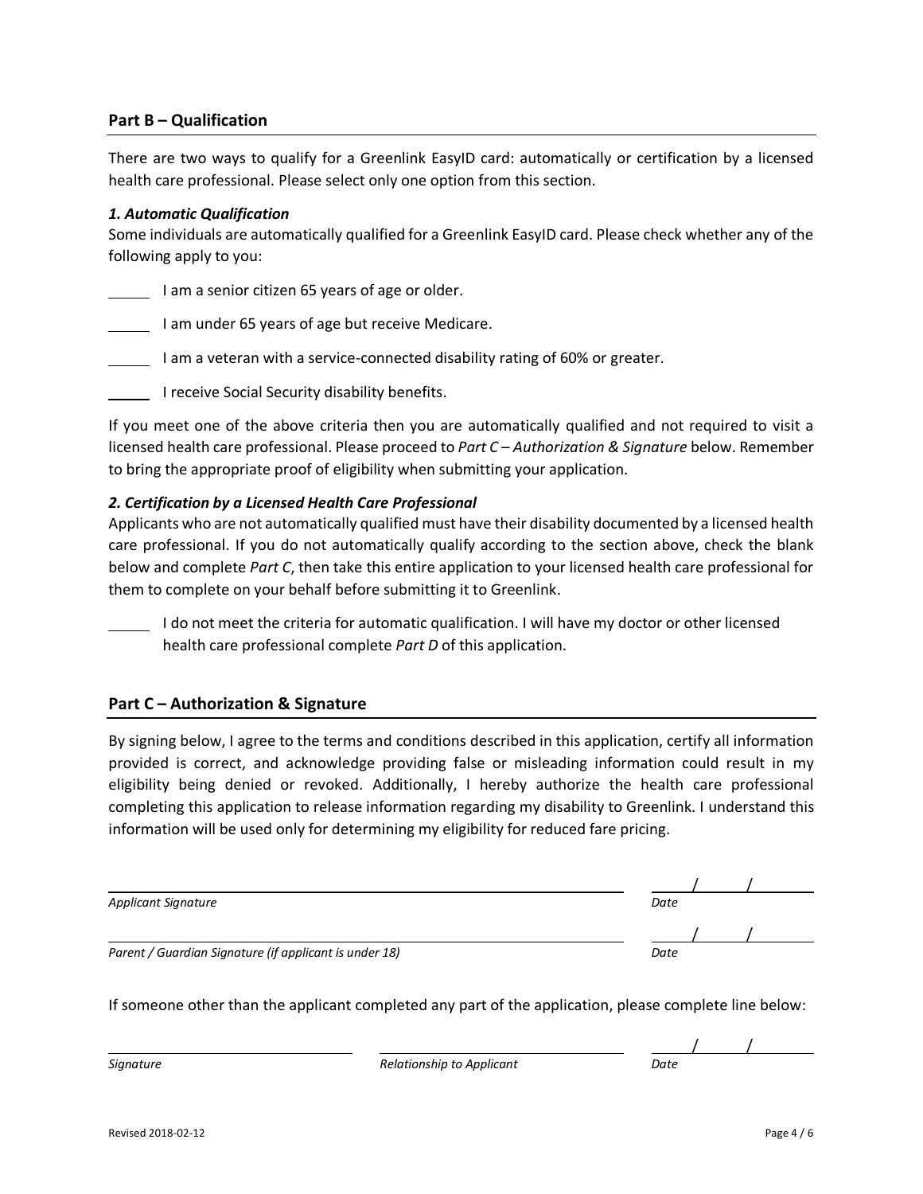## Part B – Qualification

There are two ways to qualify for a Greenlink EasyID card: automatically or certification by a licensed health care professional. Please select only one option from this section.

### *1. Automatic Qualification*

Some individuals are automatically qualified for a Greenlink EasyID card. Please check whether any of the following apply to you:

_____ I am a senior citizen 65 years of age or older.

_____ I am under 65 years of age but receive Medicare.

_____ I am a veteran with a service-connected disability rating of 60% or greater.

_____ I receive Social Security disability benefits.

If you meet one of the above criteria then you are automatically qualified and not required to visit a licensed health care professional. Please proceed to *Part C – Authorization & Signature* below. Remember to bring the appropriate proof of eligibility when submitting your application.

### *2. Certification by a Licensed Health Care Professional*

Applicants who are not automatically qualified must have their disability documented by a licensed health care professional. If you do not automatically qualify according to the section above, check the blank below and complete *Part C*, then take this entire application to your licensed health care professional for them to complete on your behalf before submitting it to Greenlink.

_____ I do not meet the criteria for automatic qualification. I will have my doctor or other licensed health care professional complete *Part D* of this application.

## Part C – Authorization & Signature

By signing below, I agree to the terms and conditions described in this application, certify all information provided is correct, and acknowledge providing false or misleading information could result in my eligibility being denied or revoked. Additionally, I hereby authorize the health care professional completing this application to release information regarding my disability to Greenlink. I understand this information will be used only for determining my eligibility for reduced fare pricing.

______________________________________________ _____/_____/_______

*Applicant Signature* *Date*

______________________________________________ _____/_____/_______

*Parent / Guardian Signature (if applicant is under 18)* *Date*

If someone other than the applicant completed any part of the application, please complete line below:

______________________ ______________________ _____/_____/_______

*Signature* *Relationship to Applicant* *Date*

Revised 2018-02-12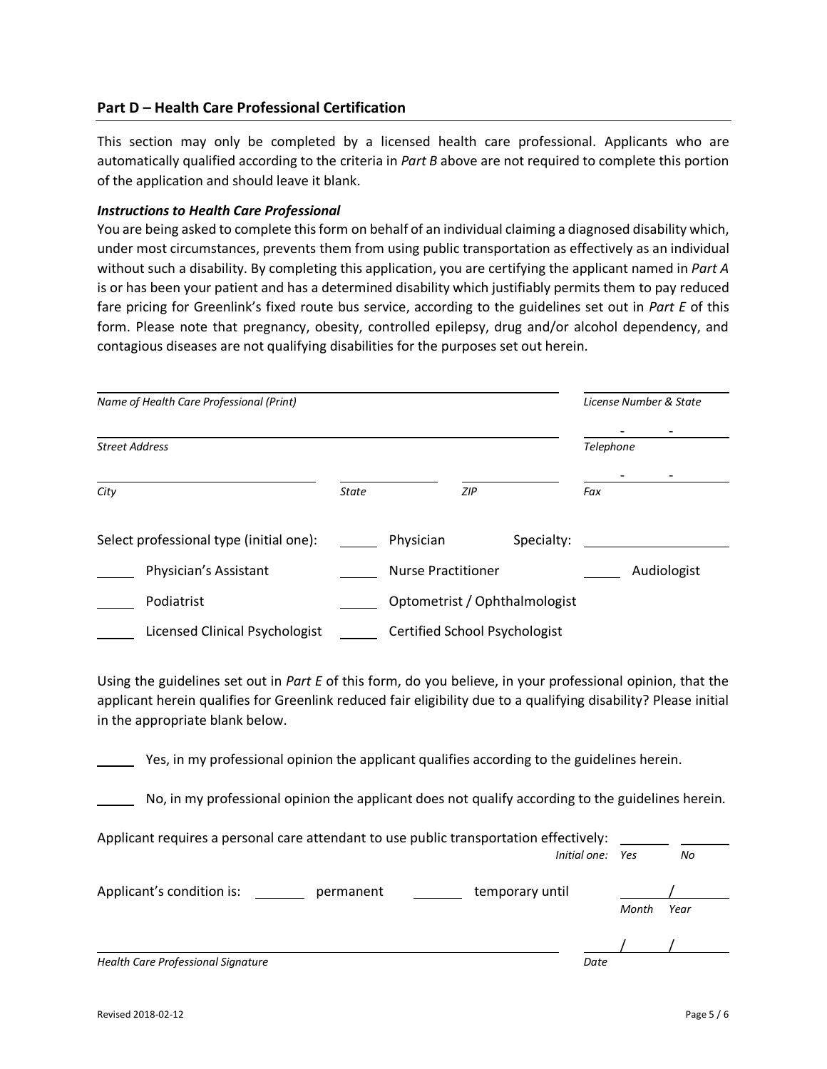## Part D – Health Care Professional Certification

This section may only be completed by a licensed health care professional. Applicants who are automatically qualified according to the criteria in *Part B* above are not required to complete this portion of the application and should leave it blank.

***Instructions to Health Care Professional***

You are being asked to complete this form on behalf of an individual claiming a diagnosed disability which, under most circumstances, prevents them from using public transportation as effectively as an individual without such a disability. By completing this application, you are certifying the applicant named in *Part A* is or has been your patient and has a determined disability which justifiably permits them to pay reduced fare pricing for Greenlink's fixed route bus service, according to the guidelines set out in *Part E* of this form. Please note that pregnancy, obesity, controlled epilepsy, drug and/or alcohol dependency, and contagious diseases are not qualifying disabilities for the purposes set out herein.

______________________________________ ______________
*Name of Health Care Professional (Print)* *License Number & State*

______________________________________ ____-____-____
*Street Address* *Telephone*

______________ ______ ______ ____-____-____
*City* *State* *ZIP* *Fax*

Select professional type (initial one): _____ Physician Specialty: ______________

_____ Physician's Assistant _____ Nurse Practitioner _____ Audiologist

_____ Podiatrist _____ Optometrist / Ophthalmologist

_____ Licensed Clinical Psychologist _____ Certified School Psychologist

Using the guidelines set out in *Part E* of this form, do you believe, in your professional opinion, that the applicant herein qualifies for Greenlink reduced fair eligibility due to a qualifying disability? Please initial in the appropriate blank below.

_____ Yes, in my professional opinion the applicant qualifies according to the guidelines herein.

_____ No, in my professional opinion the applicant does not qualify according to the guidelines herein.

Applicant requires a personal care attendant to use public transportation effectively: _____ _____
*Initial one: Yes No*

Applicant's condition is: _____ permanent _____ temporary until ____/____
*Month Year*

______________________________________ ____/____/____
*Health Care Professional Signature* *Date*

Revised 2018-02-12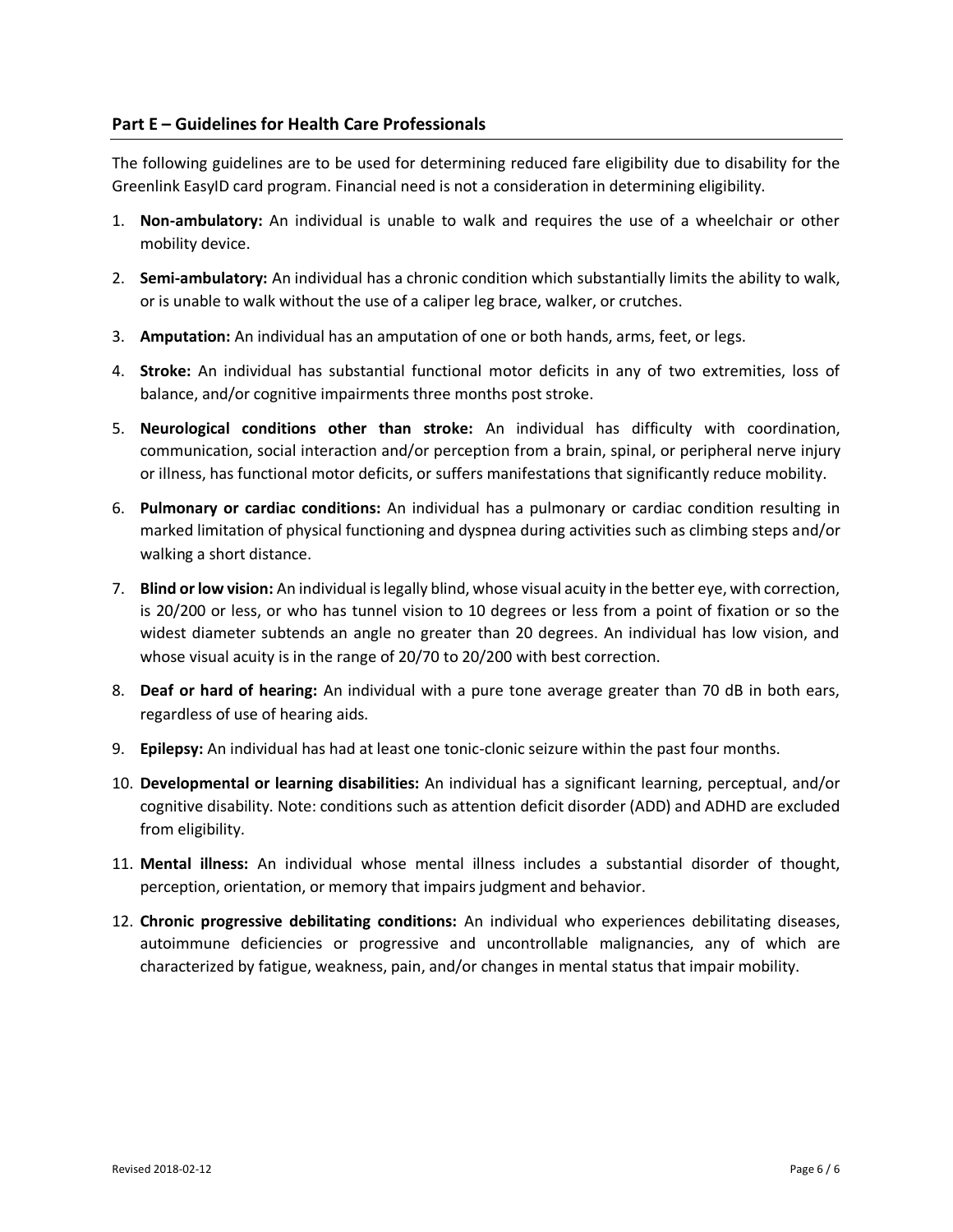## Part E – Guidelines for Health Care Professionals

The following guidelines are to be used for determining reduced fare eligibility due to disability for the Greenlink EasyID card program. Financial need is not a consideration in determining eligibility.

1. **Non-ambulatory:** An individual is unable to walk and requires the use of a wheelchair or other mobility device.
2. **Semi-ambulatory:** An individual has a chronic condition which substantially limits the ability to walk, or is unable to walk without the use of a caliper leg brace, walker, or crutches.
3. **Amputation:** An individual has an amputation of one or both hands, arms, feet, or legs.
4. **Stroke:** An individual has substantial functional motor deficits in any of two extremities, loss of balance, and/or cognitive impairments three months post stroke.
5. **Neurological conditions other than stroke:** An individual has difficulty with coordination, communication, social interaction and/or perception from a brain, spinal, or peripheral nerve injury or illness, has functional motor deficits, or suffers manifestations that significantly reduce mobility.
6. **Pulmonary or cardiac conditions:** An individual has a pulmonary or cardiac condition resulting in marked limitation of physical functioning and dyspnea during activities such as climbing steps and/or walking a short distance.
7. **Blind or low vision:** An individual is legally blind, whose visual acuity in the better eye, with correction, is 20/200 or less, or who has tunnel vision to 10 degrees or less from a point of fixation or so the widest diameter subtends an angle no greater than 20 degrees. An individual has low vision, and whose visual acuity is in the range of 20/70 to 20/200 with best correction.
8. **Deaf or hard of hearing:** An individual with a pure tone average greater than 70 dB in both ears, regardless of use of hearing aids.
9. **Epilepsy:** An individual has had at least one tonic-clonic seizure within the past four months.
10. **Developmental or learning disabilities:** An individual has a significant learning, perceptual, and/or cognitive disability. Note: conditions such as attention deficit disorder (ADD) and ADHD are excluded from eligibility.
11. **Mental illness:** An individual whose mental illness includes a substantial disorder of thought, perception, orientation, or memory that impairs judgment and behavior.
12. **Chronic progressive debilitating conditions:** An individual who experiences debilitating diseases, autoimmune deficiencies or progressive and uncontrollable malignancies, any of which are characterized by fatigue, weakness, pain, and/or changes in mental status that impair mobility.

Revised 2018-02-12